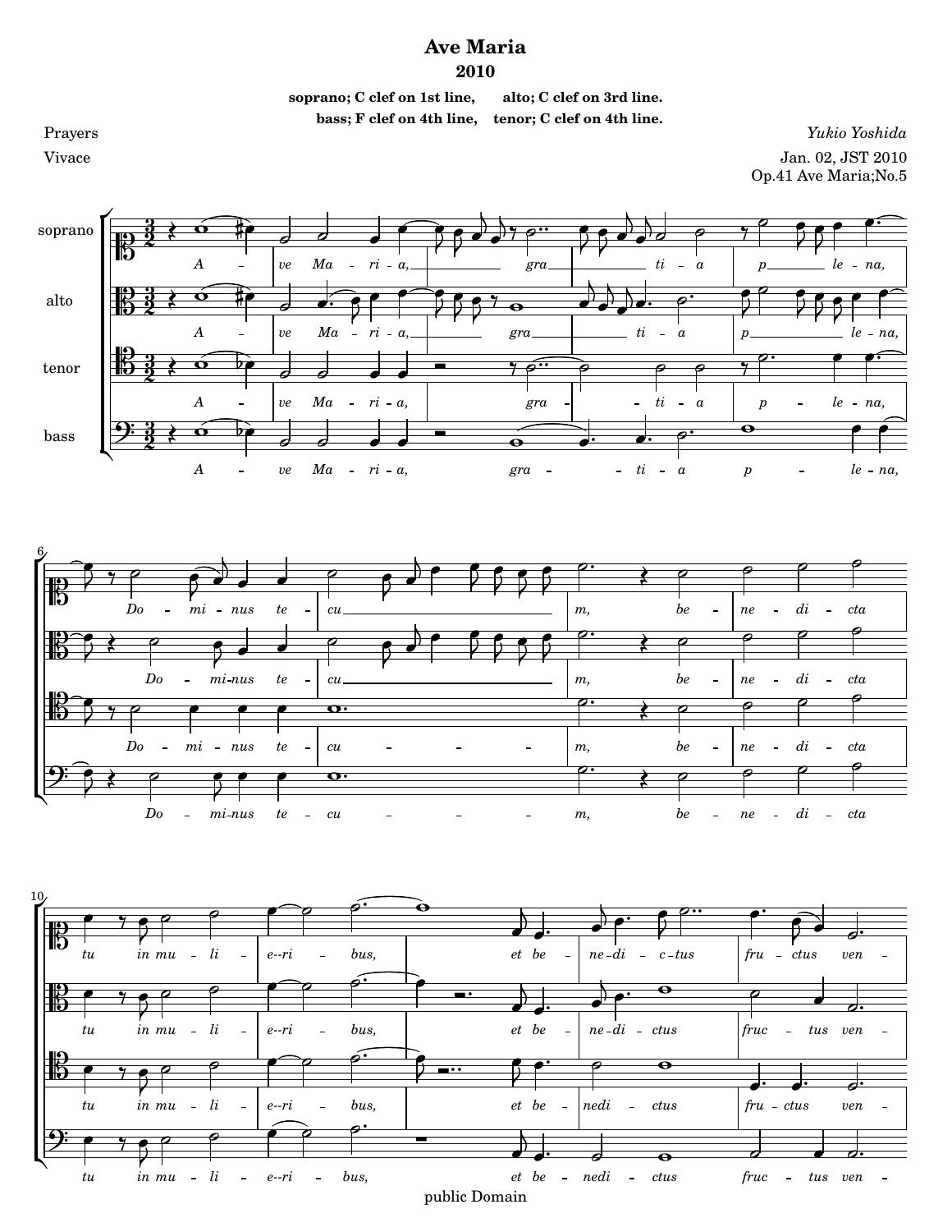# Ave Maria

## 2010

**soprano; C clef on 1st line, alto; C clef on 3rd line.**
**bass; F clef on 4th line, tenor; C clef on 4th line.**

Prayers

Vivace

*Yukio Yoshida*

Jan. 02, JST 2010
Op.41 Ave Maria;No.5

public Domain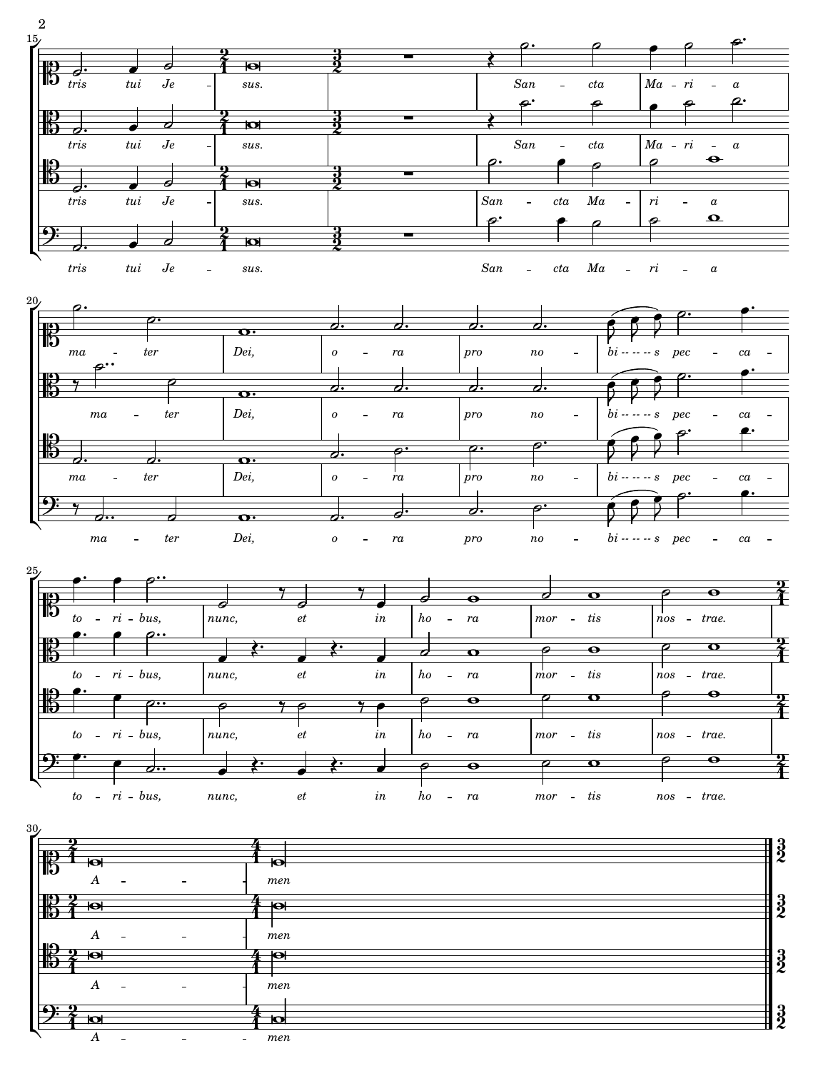tris tui Je - sus. Sancta Maria mater Dei, ora pro nobis peccatoribus, nunc, et in hora mortis nostrae. Amen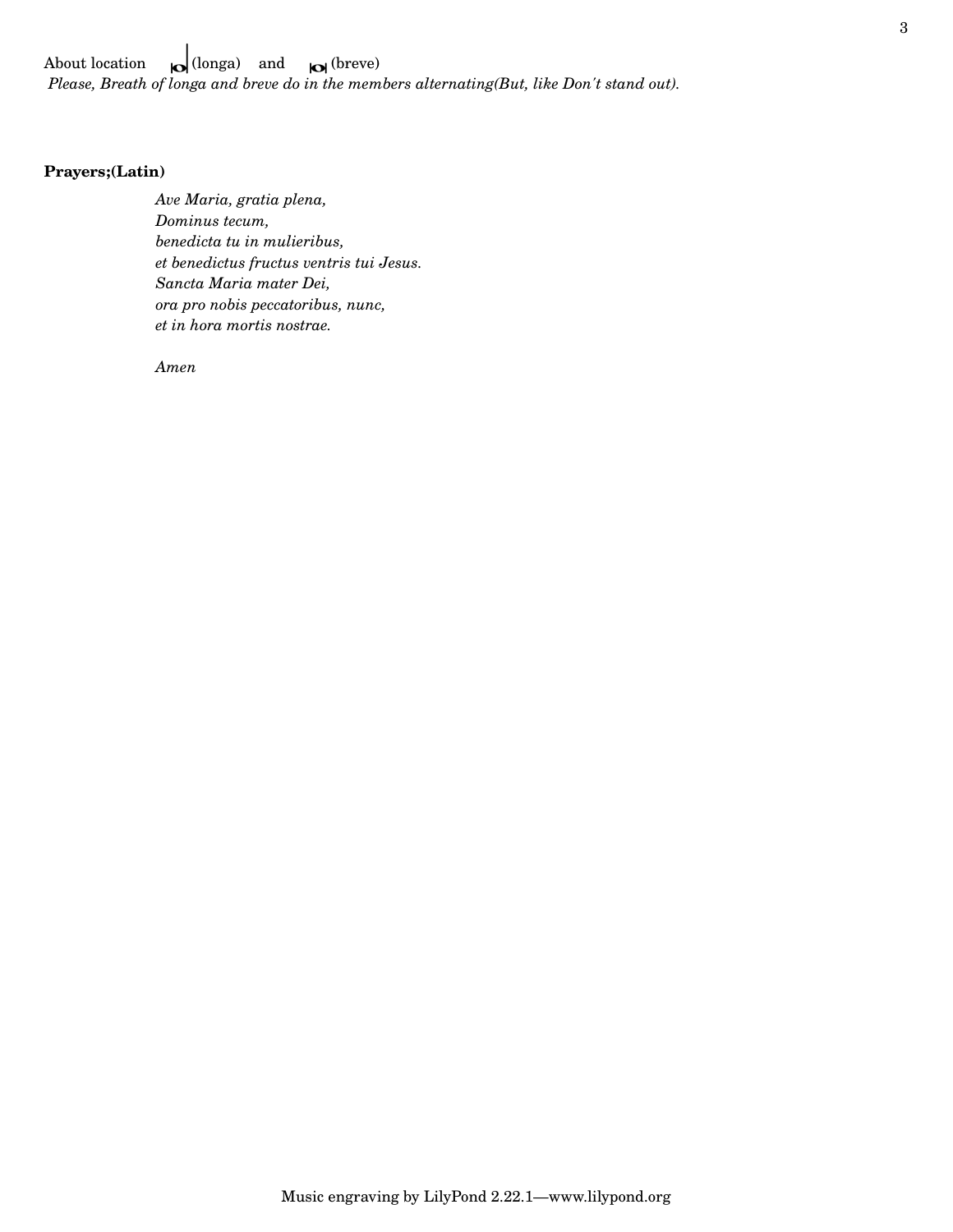About location (longa) and (breve)

*Please, Breath of longa and breve do in the members alternating(But, like Don't stand out).*

**Prayers;(Latin)**

*Ave Maria, gratia plena,*
*Dominus tecum,*
*benedicta tu in mulieribus,*
*et benedictus fructus ventris tui Jesus.*
*Sancta Maria mater Dei,*
*ora pro nobis peccatoribus, nunc,*
*et in hora mortis nostrae.*

*Amen*

Music engraving by LilyPond 2.22.1—www.lilypond.org